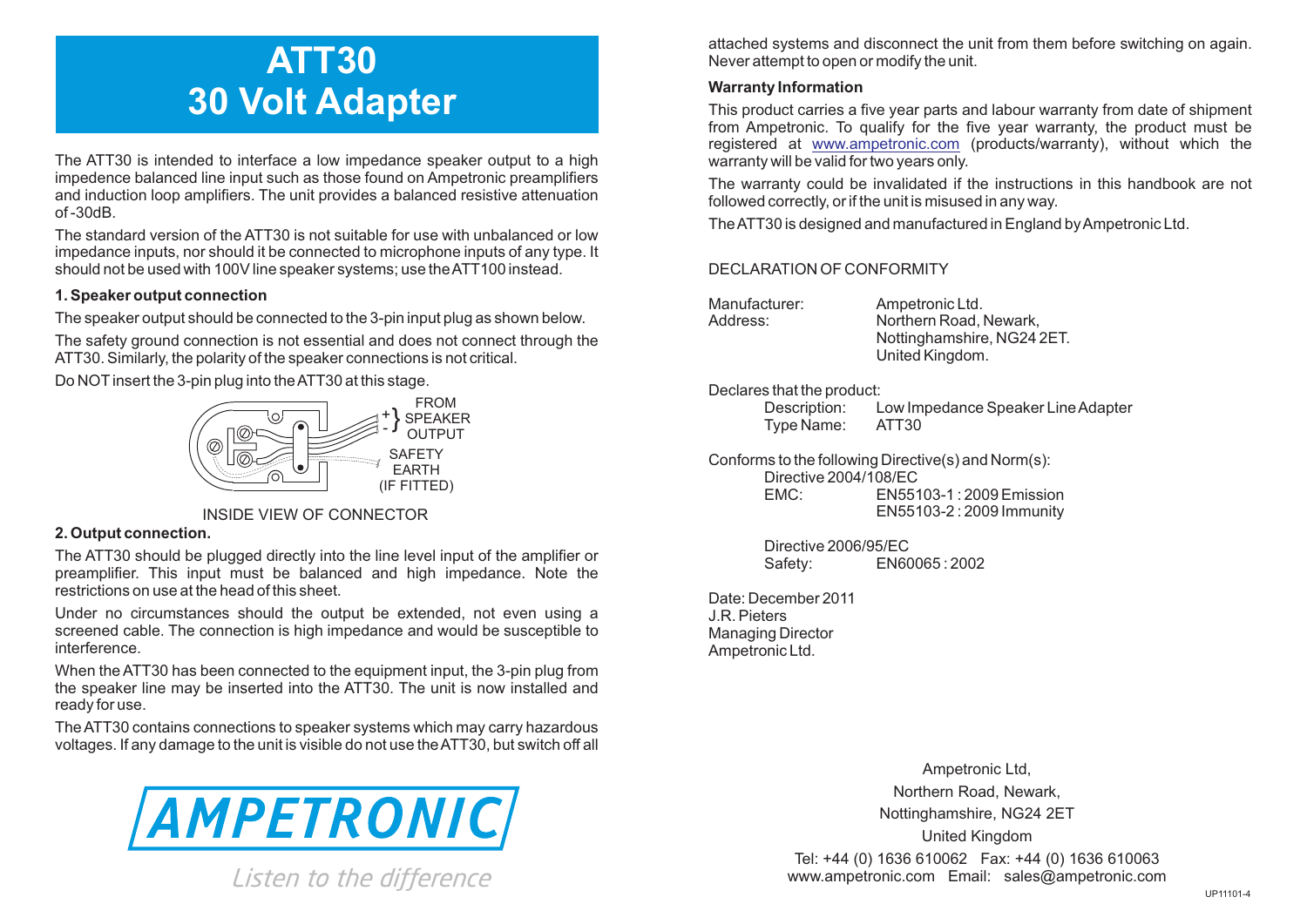# ATT30
# 30 Volt Adapter

The ATT30 is intended to interface a low impedance speaker output to a high impedence balanced line input such as those found on Ampetronic preamplifiers and induction loop amplifiers. The unit provides a balanced resistive attenuation of -30dB.

The standard version of the ATT30 is not suitable for use with unbalanced or low impedance inputs, nor should it be connected to microphone inputs of any type. It should not be used with 100V line speaker systems; use the ATT100 instead.

**1. Speaker output connection**

The speaker output should be connected to the 3-pin input plug as shown below.

The safety ground connection is not essential and does not connect through the ATT30. Similarly, the polarity of the speaker connections is not critical.

Do NOT insert the 3-pin plug into the ATT30 at this stage.

+ / - FROM SPEAKER OUTPUT

SAFETY EARTH (IF FITTED)

INSIDE VIEW OF CONNECTOR

**2. Output connection.**

The ATT30 should be plugged directly into the line level input of the amplifier or preamplifier. This input must be balanced and high impedance. Note the restrictions on use at the head of this sheet.

Under no circumstances should the output be extended, not even using a screened cable. The connection is high impedance and would be susceptible to interference.

When the ATT30 has been connected to the equipment input, the 3-pin plug from the speaker line may be inserted into the ATT30. The unit is now installed and ready for use.

The ATT30 contains connections to speaker systems which may carry hazardous voltages. If any damage to the unit is visible do not use the ATT30, but switch off all attached systems and disconnect the unit from them before switching on again. Never attempt to open or modify the unit.

AMPETRONIC

*Listen to the difference*

**Warranty Information**

This product carries a five year parts and labour warranty from date of shipment from Ampetronic. To qualify for the five year warranty, the product must be registered at www.ampetronic.com (products/warranty), without which the warranty will be valid for two years only.

The warranty could be invalidated if the instructions in this handbook are not followed correctly, or if the unit is misused in any way.

The ATT30 is designed and manufactured in England by Ampetronic Ltd.

DECLARATION OF CONFORMITY

| | |
|---|---|
| Manufacturer: | Ampetronic Ltd. |
| Address: | Northern Road, Newark, Nottinghamshire, NG24 2ET. United Kingdom. |

Declares that the product:

| | |
|---|---|
| Description: | Low Impedance Speaker Line Adapter |
| Type Name: | ATT30 |

Conforms to the following Directive(s) and Norm(s):

Directive 2004/108/EC

| | |
|---|---|
| EMC: | EN55103-1 : 2009 Emission |
| | EN55103-2 : 2009 Immunity |

Directive 2006/95/EC

| | |
|---|---|
| Safety: | EN60065 : 2002 |

Date: December 2011
J.R. Pieters
Managing Director
Ampetronic Ltd.

Ampetronic Ltd,
Northern Road, Newark,
Nottinghamshire, NG24 2ET
United Kingdom
Tel: +44 (0) 1636 610062 Fax: +44 (0) 1636 610063
www.ampetronic.com Email: sales@ampetronic.com

UP11101-4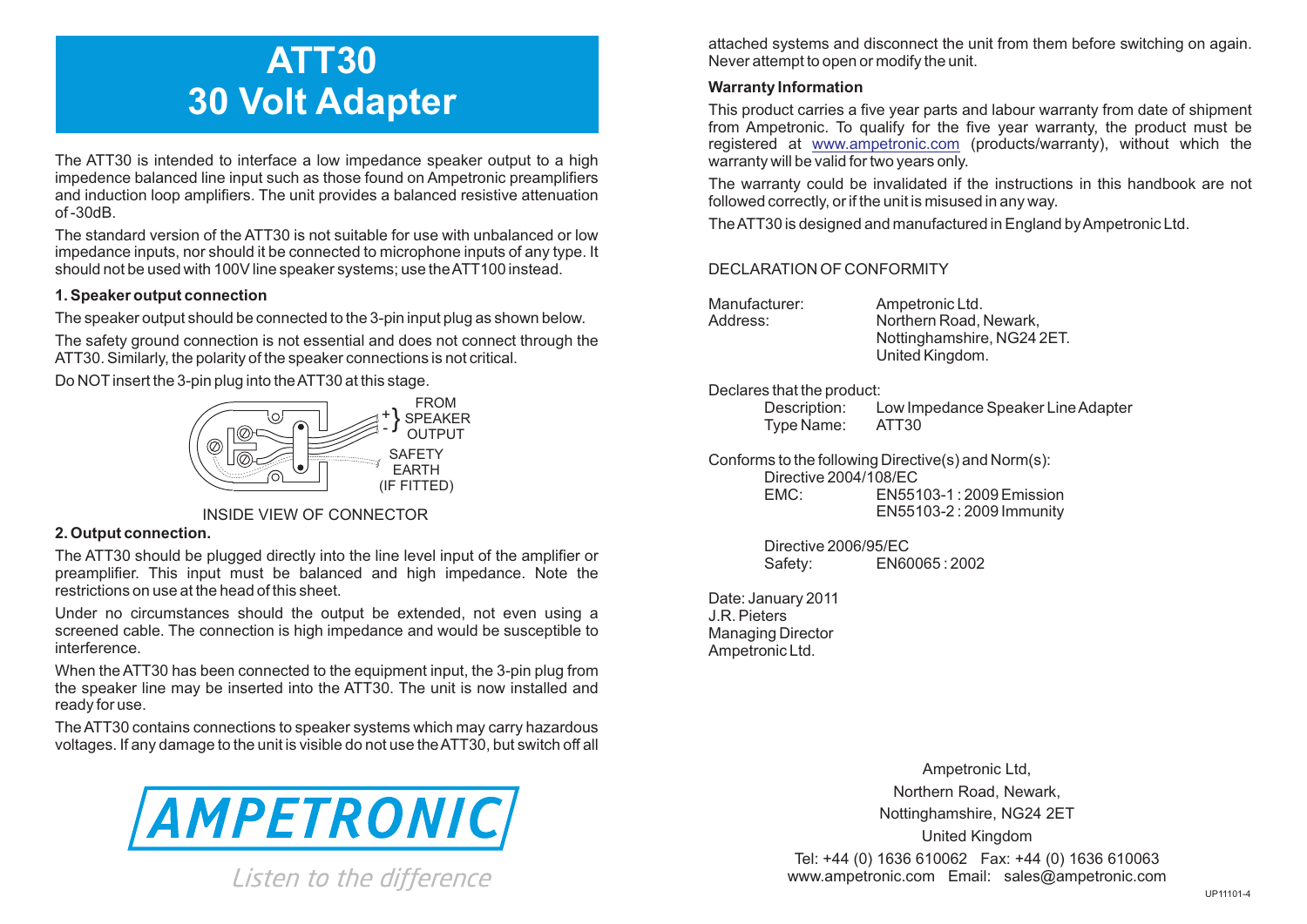# ATT30
# 30 Volt Adapter

The ATT30 is intended to interface a low impedance speaker output to a high impedence balanced line input such as those found on Ampetronic preamplifiers and induction loop amplifiers. The unit provides a balanced resistive attenuation of -30dB.

The standard version of the ATT30 is not suitable for use with unbalanced or low impedance inputs, nor should it be connected to microphone inputs of any type. It should not be used with 100V line speaker systems; use the ATT100 instead.

### 1. Speaker output connection

The speaker output should be connected to the 3-pin input plug as shown below.

The safety ground connection is not essential and does not connect through the ATT30. Similarly, the polarity of the speaker connections is not critical.

Do NOT insert the 3-pin plug into the ATT30 at this stage.

+ - FROM SPEAKER OUTPUT

SAFETY EARTH (IF FITTED)

INSIDE VIEW OF CONNECTOR

### 2. Output connection.

The ATT30 should be plugged directly into the line level input of the amplifier or preamplifier. This input must be balanced and high impedance. Note the restrictions on use at the head of this sheet.

Under no circumstances should the output be extended, not even using a screened cable. The connection is high impedance and would be susceptible to interference.

When the ATT30 has been connected to the equipment input, the 3-pin plug from the speaker line may be inserted into the ATT30. The unit is now installed and ready for use.

The ATT30 contains connections to speaker systems which may carry hazardous voltages. If any damage to the unit is visible do not use the ATT30, but switch off all attached systems and disconnect the unit from them before switching on again. Never attempt to open or modify the unit.

AMPETRONIC

*Listen to the difference*

### Warranty Information

This product carries a five year parts and labour warranty from date of shipment from Ampetronic. To qualify for the five year warranty, the product must be registered at www.ampetronic.com (products/warranty), without which the warranty will be valid for two years only.

The warranty could be invalidated if the instructions in this handbook are not followed correctly, or if the unit is misused in any way.

The ATT30 is designed and manufactured in England by Ampetronic Ltd.

DECLARATION OF CONFORMITY

Manufacturer: Ampetronic Ltd.
Address: Northern Road, Newark, Nottinghamshire, NG24 2ET. United Kingdom.

Declares that the product:
Description: Low Impedance Speaker Line Adapter
Type Name: ATT30

Conforms to the following Directive(s) and Norm(s):
Directive 2004/108/EC
EMC: EN55103-1 : 2009 Emission
EN55103-2 : 2009 Immunity

Directive 2006/95/EC
Safety: EN60065 : 2002

Date: January 2011
J.R. Pieters
Managing Director
Ampetronic Ltd.

Ampetronic Ltd,
Northern Road, Newark,
Nottinghamshire, NG24 2ET
United Kingdom
Tel: +44 (0) 1636 610062 Fax: +44 (0) 1636 610063
www.ampetronic.com Email: sales@ampetronic.com

UP11101-4